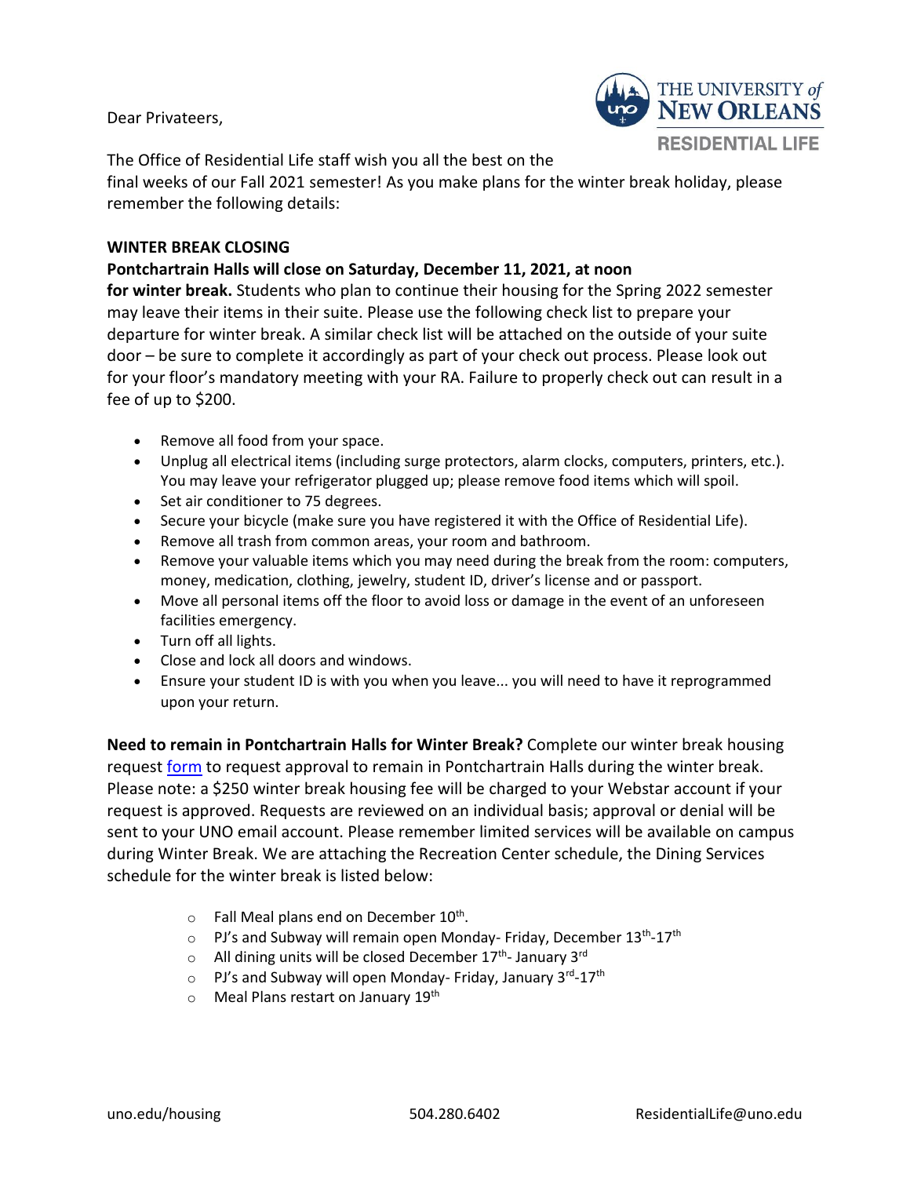Dear Privateers,

The Office of Residential Life staff wish you all the best on the final weeks of our Fall 2021 semester! As you make plans for the winter break holiday, please remember the following details:

**WINTER BREAK CLOSING**

**Pontchartrain Halls will close on Saturday, December 11, 2021, at noon for winter break.** Students who plan to continue their housing for the Spring 2022 semester may leave their items in their suite. Please use the following check list to prepare your departure for winter break. A similar check list will be attached on the outside of your suite door – be sure to complete it accordingly as part of your check out process. Please look out for your floor's mandatory meeting with your RA. Failure to properly check out can result in a fee of up to $200.

- Remove all food from your space.
- Unplug all electrical items (including surge protectors, alarm clocks, computers, printers, etc.). You may leave your refrigerator plugged up; please remove food items which will spoil.
- Set air conditioner to 75 degrees.
- Secure your bicycle (make sure you have registered it with the Office of Residential Life).
- Remove all trash from common areas, your room and bathroom.
- Remove your valuable items which you may need during the break from the room: computers, money, medication, clothing, jewelry, student ID, driver's license and or passport.
- Move all personal items off the floor to avoid loss or damage in the event of an unforeseen facilities emergency.
- Turn off all lights.
- Close and lock all doors and windows.
- Ensure your student ID is with you when you leave... you will need to have it reprogrammed upon your return.

**Need to remain in Pontchartrain Halls for Winter Break?** Complete our winter break housing request form to request approval to remain in Pontchartrain Halls during the winter break. Please note: a $250 winter break housing fee will be charged to your Webstar account if your request is approved. Requests are reviewed on an individual basis; approval or denial will be sent to your UNO email account. Please remember limited services will be available on campus during Winter Break. We are attaching the Recreation Center schedule, the Dining Services schedule for the winter break is listed below:

- Fall Meal plans end on December 10th.
- PJ's and Subway will remain open Monday- Friday, December 13th-17th
- All dining units will be closed December 17th- January 3rd
- PJ's and Subway will open Monday- Friday, January 3rd-17th
- Meal Plans restart on January 19th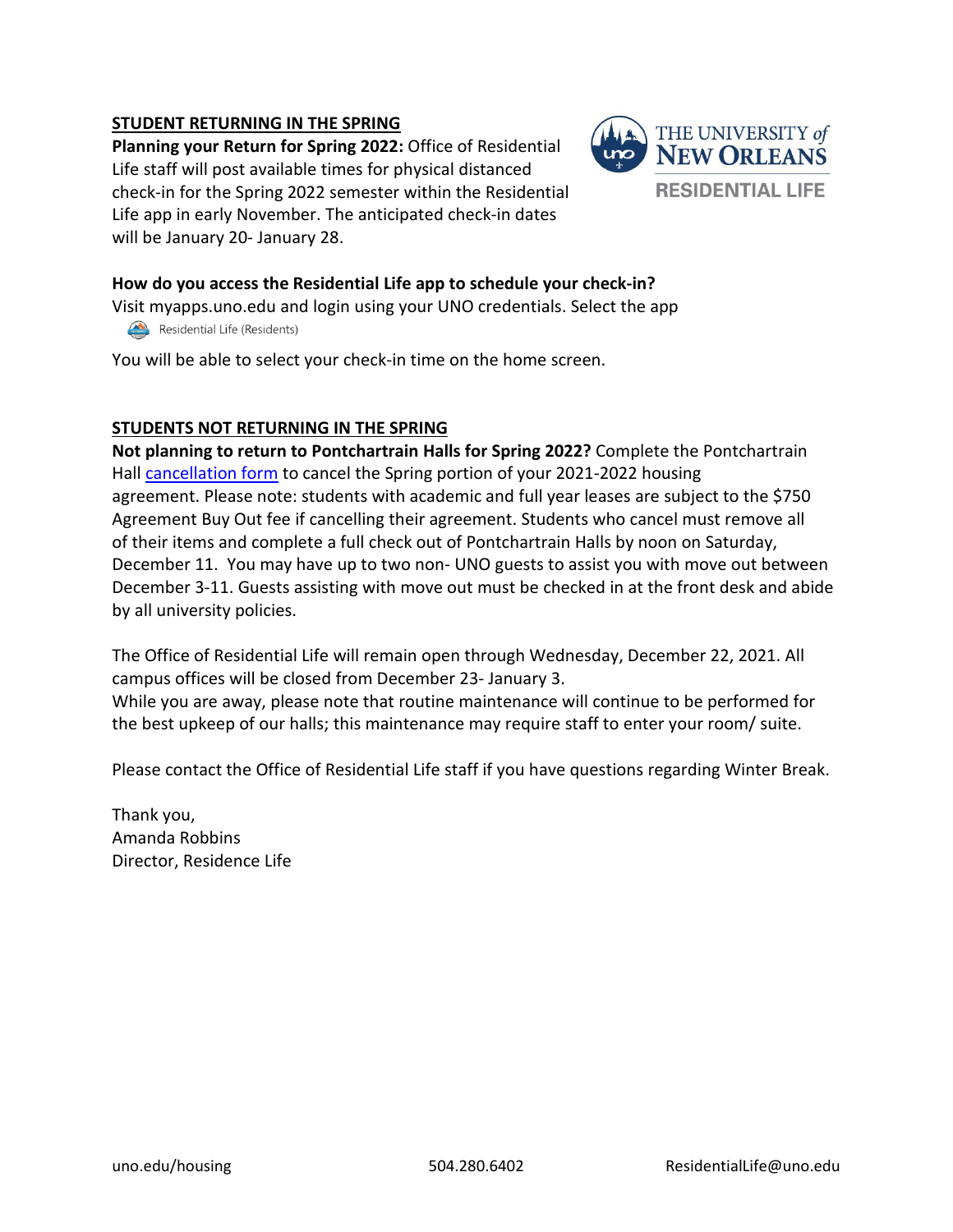**STUDENT RETURNING IN THE SPRING**

**Planning your Return for Spring 2022:** Office of Residential Life staff will post available times for physical distanced check-in for the Spring 2022 semester within the Residential Life app in early November. The anticipated check-in dates will be January 20- January 28.

**How do you access the Residential Life app to schedule your check-in?**

Visit myapps.uno.edu and login using your UNO credentials. Select the app

Residential Life (Residents)

You will be able to select your check-in time on the home screen.

**STUDENTS NOT RETURNING IN THE SPRING**

**Not planning to return to Pontchartrain Halls for Spring 2022?** Complete the Pontchartrain Hall cancellation form to cancel the Spring portion of your 2021-2022 housing agreement. Please note: students with academic and full year leases are subject to the $750 Agreement Buy Out fee if cancelling their agreement. Students who cancel must remove all of their items and complete a full check out of Pontchartrain Halls by noon on Saturday, December 11. You may have up to two non- UNO guests to assist you with move out between December 3-11. Guests assisting with move out must be checked in at the front desk and abide by all university policies.

The Office of Residential Life will remain open through Wednesday, December 22, 2021. All campus offices will be closed from December 23- January 3.

While you are away, please note that routine maintenance will continue to be performed for the best upkeep of our halls; this maintenance may require staff to enter your room/ suite.

Please contact the Office of Residential Life staff if you have questions regarding Winter Break.

Thank you,
Amanda Robbins
Director, Residence Life